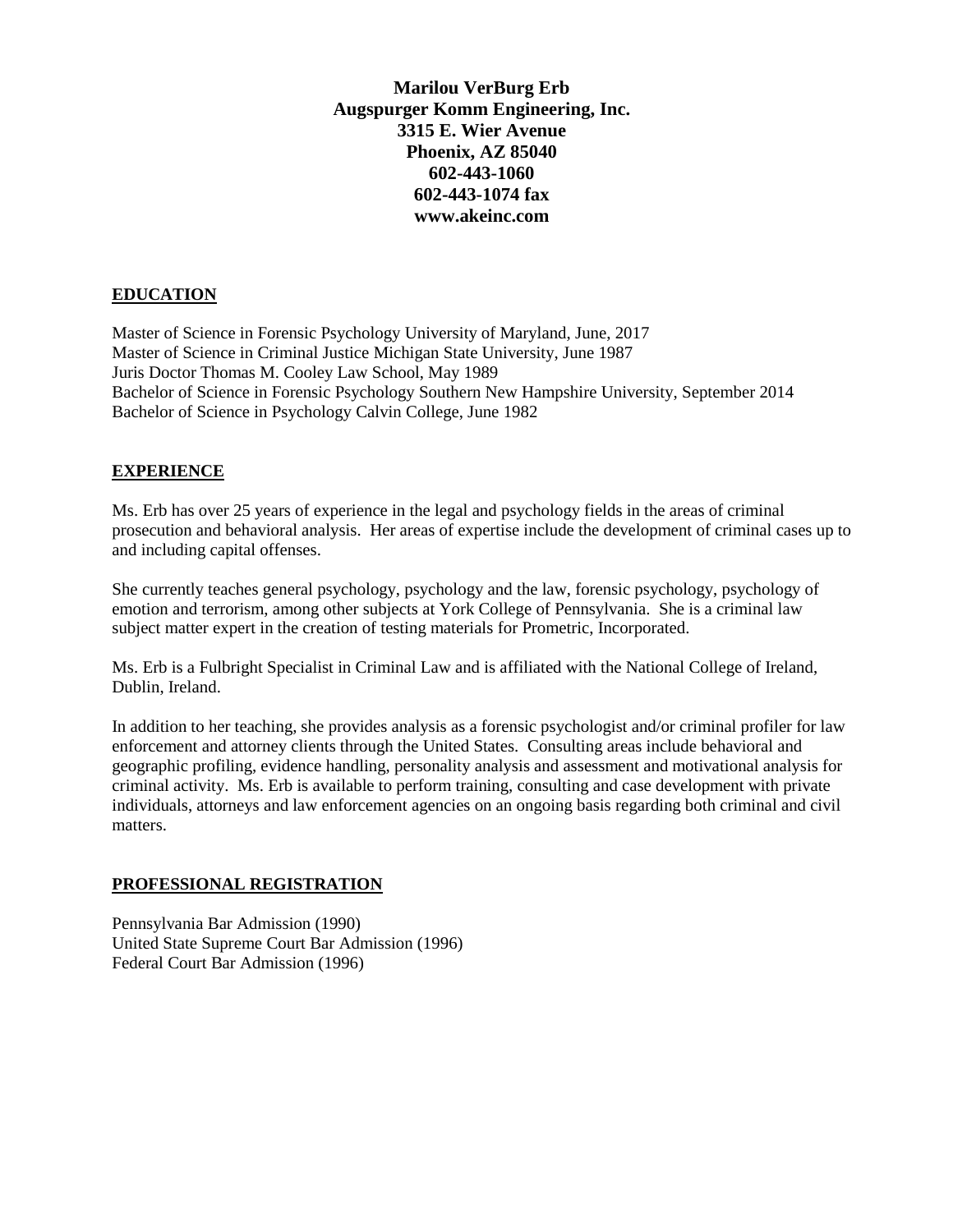**Marilou VerBurg Erb**
**Augspurger Komm Engineering, Inc.**
**3315 E. Wier Avenue**
**Phoenix, AZ 85040**
**602-443-1060**
**602-443-1074 fax**
**www.akeinc.com**

## EDUCATION

Master of Science in Forensic Psychology University of Maryland, June, 2017
Master of Science in Criminal Justice Michigan State University, June 1987
Juris Doctor Thomas M. Cooley Law School, May 1989
Bachelor of Science in Forensic Psychology Southern New Hampshire University, September 2014
Bachelor of Science in Psychology Calvin College, June 1982

## EXPERIENCE

Ms. Erb has over 25 years of experience in the legal and psychology fields in the areas of criminal prosecution and behavioral analysis. Her areas of expertise include the development of criminal cases up to and including capital offenses.

She currently teaches general psychology, psychology and the law, forensic psychology, psychology of emotion and terrorism, among other subjects at York College of Pennsylvania. She is a criminal law subject matter expert in the creation of testing materials for Prometric, Incorporated.

Ms. Erb is a Fulbright Specialist in Criminal Law and is affiliated with the National College of Ireland, Dublin, Ireland.

In addition to her teaching, she provides analysis as a forensic psychologist and/or criminal profiler for law enforcement and attorney clients through the United States. Consulting areas include behavioral and geographic profiling, evidence handling, personality analysis and assessment and motivational analysis for criminal activity. Ms. Erb is available to perform training, consulting and case development with private individuals, attorneys and law enforcement agencies on an ongoing basis regarding both criminal and civil matters.

## PROFESSIONAL REGISTRATION

Pennsylvania Bar Admission (1990)
United State Supreme Court Bar Admission (1996)
Federal Court Bar Admission (1996)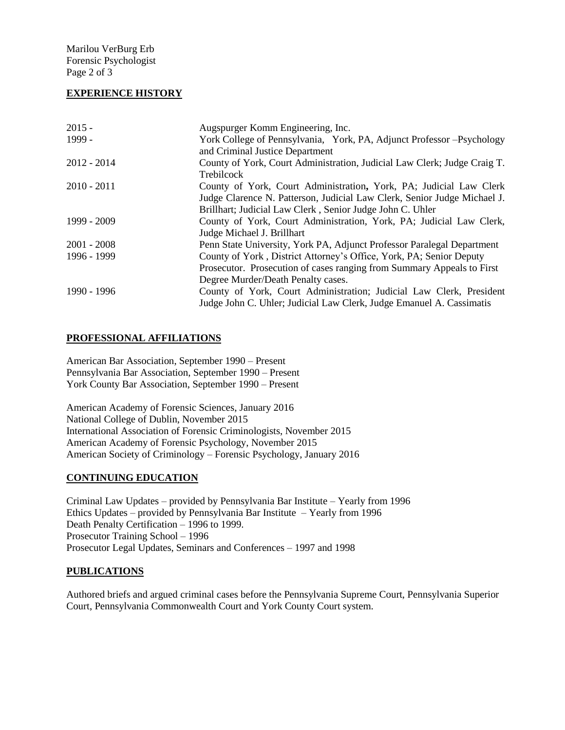## EXPERIENCE HISTORY

| | |
|---|---|
| 2015 - | Augspurger Komm Engineering, Inc. |
| 1999 - | York College of Pennsylvania, York, PA, Adjunct Professor –Psychology and Criminal Justice Department |
| 2012 - 2014 | County of York, Court Administration, Judicial Law Clerk; Judge Craig T. Trebilcock |
| 2010 - 2011 | County of York, Court Administration, York, PA; Judicial Law Clerk Judge Clarence N. Patterson, Judicial Law Clerk, Senior Judge Michael J. Brillhart; Judicial Law Clerk , Senior Judge John C. Uhler |
| 1999 - 2009 | County of York, Court Administration, York, PA; Judicial Law Clerk, Judge Michael J. Brillhart |
| 2001 - 2008 | Penn State University, York PA, Adjunct Professor Paralegal Department |
| 1996 - 1999 | County of York , District Attorney's Office, York, PA; Senior Deputy Prosecutor. Prosecution of cases ranging from Summary Appeals to First Degree Murder/Death Penalty cases. |
| 1990 - 1996 | County of York, Court Administration; Judicial Law Clerk, President Judge John C. Uhler; Judicial Law Clerk, Judge Emanuel A. Cassimatis |

## PROFESSIONAL AFFILIATIONS

American Bar Association, September 1990 – Present
Pennsylvania Bar Association, September 1990 – Present
York County Bar Association, September 1990 – Present

American Academy of Forensic Sciences, January 2016
National College of Dublin, November 2015
International Association of Forensic Criminologists, November 2015
American Academy of Forensic Psychology, November 2015
American Society of Criminology – Forensic Psychology, January 2016

## CONTINUING EDUCATION

Criminal Law Updates – provided by Pennsylvania Bar Institute – Yearly from 1996
Ethics Updates – provided by Pennsylvania Bar Institute – Yearly from 1996
Death Penalty Certification – 1996 to 1999.
Prosecutor Training School – 1996
Prosecutor Legal Updates, Seminars and Conferences – 1997 and 1998

## PUBLICATIONS

Authored briefs and argued criminal cases before the Pennsylvania Supreme Court, Pennsylvania Superior Court, Pennsylvania Commonwealth Court and York County Court system.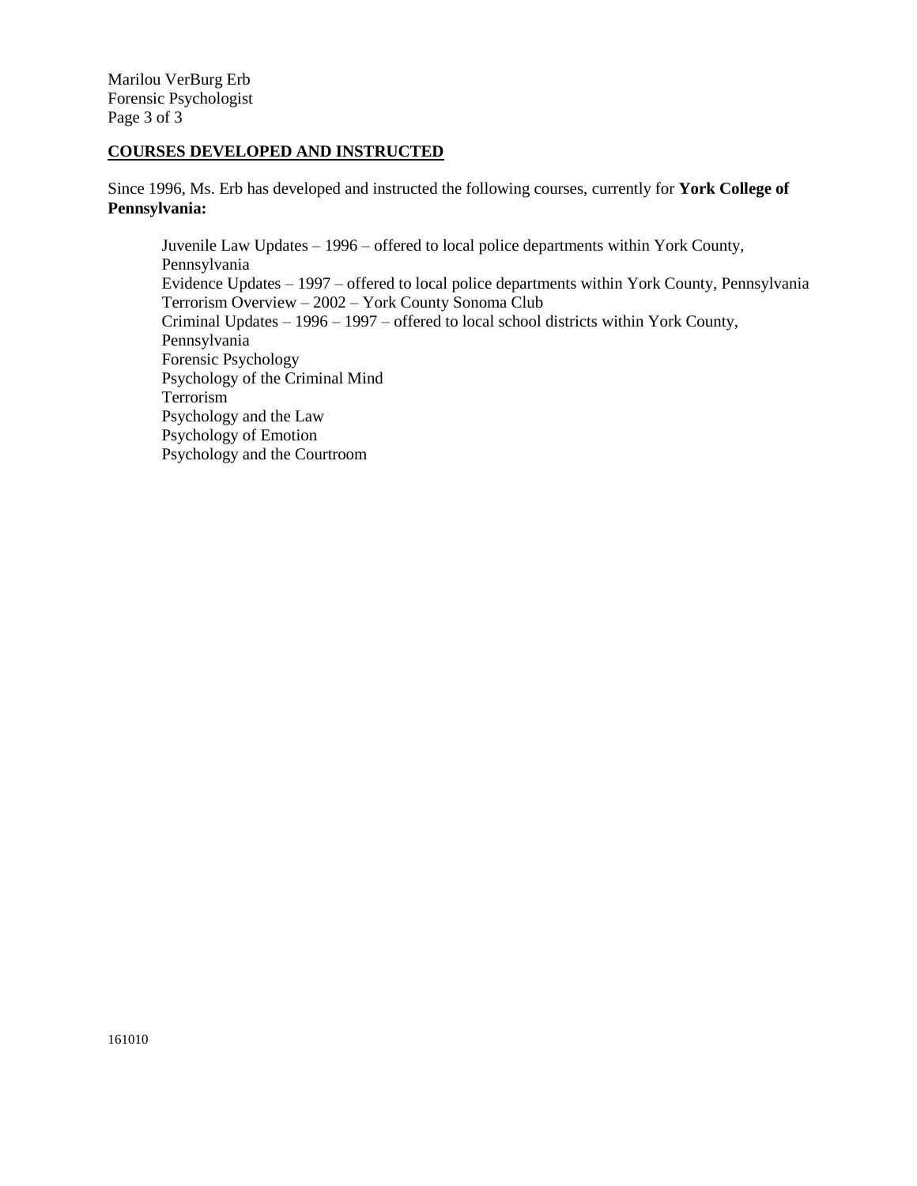## COURSES DEVELOPED AND INSTRUCTED

Since 1996, Ms. Erb has developed and instructed the following courses, currently for **York College of Pennsylvania:**

Juvenile Law Updates – 1996 – offered to local police departments within York County, Pennsylvania
Evidence Updates – 1997 – offered to local police departments within York County, Pennsylvania
Terrorism Overview – 2002 – York County Sonoma Club
Criminal Updates – 1996 – 1997 – offered to local school districts within York County, Pennsylvania
Forensic Psychology
Psychology of the Criminal Mind
Terrorism
Psychology and the Law
Psychology of Emotion
Psychology and the Courtroom

161010